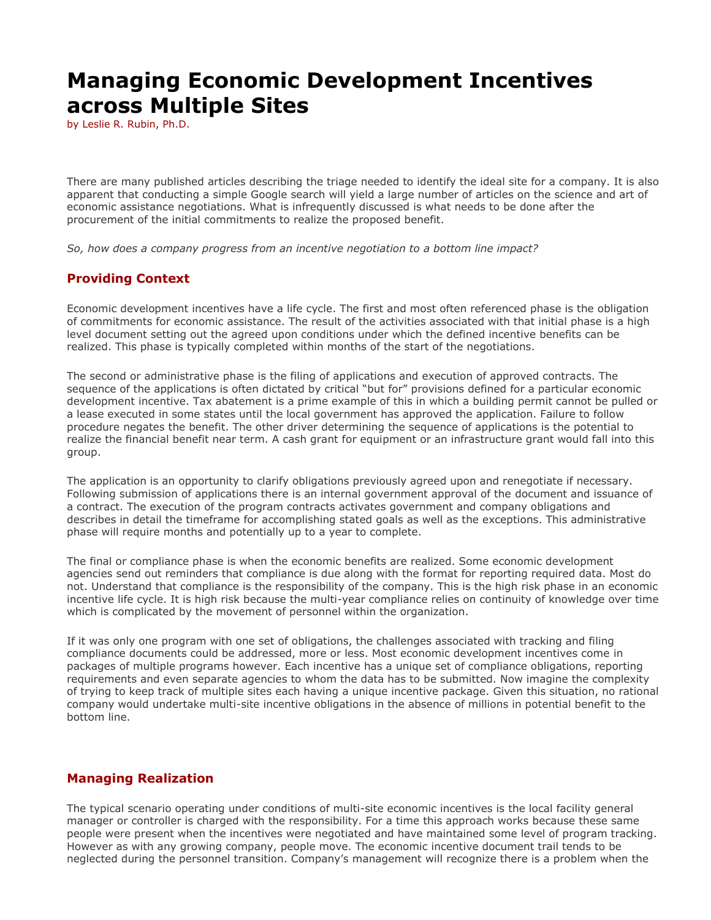# Managing Economic Development Incentives across Multiple Sites

by Leslie R. Rubin, Ph.D.

There are many published articles describing the triage needed to identify the ideal site for a company. It is also apparent that conducting a simple Google search will yield a large number of articles on the science and art of economic assistance negotiations. What is infrequently discussed is what needs to be done after the procurement of the initial commitments to realize the proposed benefit.

*So, how does a company progress from an incentive negotiation to a bottom line impact?*

## Providing Context

Economic development incentives have a life cycle. The first and most often referenced phase is the obligation of commitments for economic assistance. The result of the activities associated with that initial phase is a high level document setting out the agreed upon conditions under which the defined incentive benefits can be realized. This phase is typically completed within months of the start of the negotiations.

The second or administrative phase is the filing of applications and execution of approved contracts. The sequence of the applications is often dictated by critical "but for" provisions defined for a particular economic development incentive. Tax abatement is a prime example of this in which a building permit cannot be pulled or a lease executed in some states until the local government has approved the application. Failure to follow procedure negates the benefit. The other driver determining the sequence of applications is the potential to realize the financial benefit near term. A cash grant for equipment or an infrastructure grant would fall into this group.

The application is an opportunity to clarify obligations previously agreed upon and renegotiate if necessary. Following submission of applications there is an internal government approval of the document and issuance of a contract. The execution of the program contracts activates government and company obligations and describes in detail the timeframe for accomplishing stated goals as well as the exceptions. This administrative phase will require months and potentially up to a year to complete.

The final or compliance phase is when the economic benefits are realized. Some economic development agencies send out reminders that compliance is due along with the format for reporting required data. Most do not. Understand that compliance is the responsibility of the company. This is the high risk phase in an economic incentive life cycle. It is high risk because the multi-year compliance relies on continuity of knowledge over time which is complicated by the movement of personnel within the organization.

If it was only one program with one set of obligations, the challenges associated with tracking and filing compliance documents could be addressed, more or less. Most economic development incentives come in packages of multiple programs however. Each incentive has a unique set of compliance obligations, reporting requirements and even separate agencies to whom the data has to be submitted. Now imagine the complexity of trying to keep track of multiple sites each having a unique incentive package. Given this situation, no rational company would undertake multi-site incentive obligations in the absence of millions in potential benefit to the bottom line.

## Managing Realization

The typical scenario operating under conditions of multi-site economic incentives is the local facility general manager or controller is charged with the responsibility. For a time this approach works because these same people were present when the incentives were negotiated and have maintained some level of program tracking. However as with any growing company, people move. The economic incentive document trail tends to be neglected during the personnel transition. Company's management will recognize there is a problem when the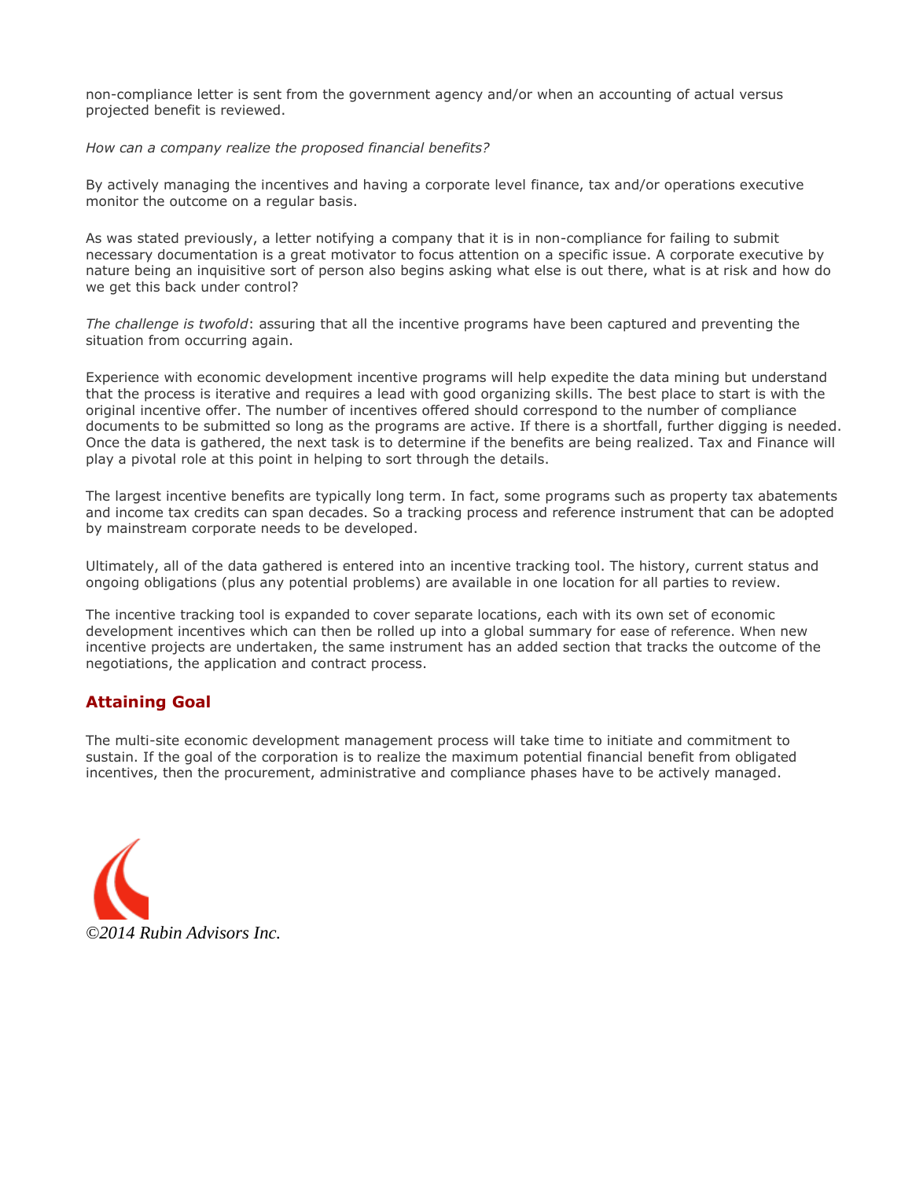non-compliance letter is sent from the government agency and/or when an accounting of actual versus projected benefit is reviewed.

*How can a company realize the proposed financial benefits?*

By actively managing the incentives and having a corporate level finance, tax and/or operations executive monitor the outcome on a regular basis.

As was stated previously, a letter notifying a company that it is in non-compliance for failing to submit necessary documentation is a great motivator to focus attention on a specific issue. A corporate executive by nature being an inquisitive sort of person also begins asking what else is out there, what is at risk and how do we get this back under control?

*The challenge is twofold*: assuring that all the incentive programs have been captured and preventing the situation from occurring again.

Experience with economic development incentive programs will help expedite the data mining but understand that the process is iterative and requires a lead with good organizing skills. The best place to start is with the original incentive offer. The number of incentives offered should correspond to the number of compliance documents to be submitted so long as the programs are active. If there is a shortfall, further digging is needed. Once the data is gathered, the next task is to determine if the benefits are being realized. Tax and Finance will play a pivotal role at this point in helping to sort through the details.

The largest incentive benefits are typically long term. In fact, some programs such as property tax abatements and income tax credits can span decades. So a tracking process and reference instrument that can be adopted by mainstream corporate needs to be developed.

Ultimately, all of the data gathered is entered into an incentive tracking tool. The history, current status and ongoing obligations (plus any potential problems) are available in one location for all parties to review.

The incentive tracking tool is expanded to cover separate locations, each with its own set of economic development incentives which can then be rolled up into a global summary for ease of reference. When new incentive projects are undertaken, the same instrument has an added section that tracks the outcome of the negotiations, the application and contract process.

## Attaining Goal

The multi-site economic development management process will take time to initiate and commitment to sustain. If the goal of the corporation is to realize the maximum potential financial benefit from obligated incentives, then the procurement, administrative and compliance phases have to be actively managed.

*©2014 Rubin Advisors Inc.*